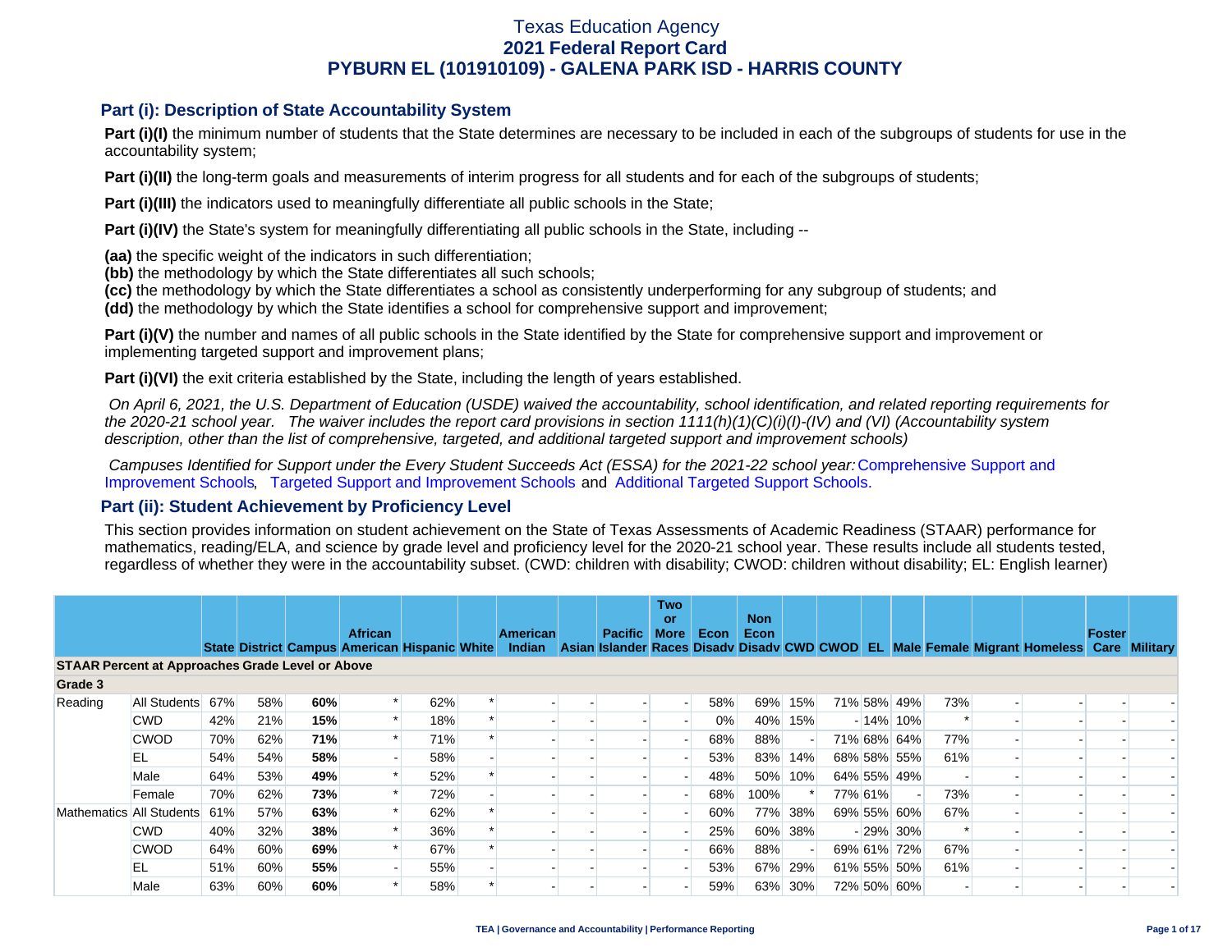# Texas Education Agency
# 2021 Federal Report Card
# PYBURN EL (101910109) - GALENA PARK ISD - HARRIS COUNTY

## Part (i): Description of State Accountability System

**Part (i)(I)** the minimum number of students that the State determines are necessary to be included in each of the subgroups of students for use in the accountability system;

**Part (i)(II)** the long-term goals and measurements of interim progress for all students and for each of the subgroups of students;

**Part (i)(III)** the indicators used to meaningfully differentiate all public schools in the State;

**Part (i)(IV)** the State's system for meaningfully differentiating all public schools in the State, including --

**(aa)** the specific weight of the indicators in such differentiation;
**(bb)** the methodology by which the State differentiates all such schools;
**(cc)** the methodology by which the State differentiates a school as consistently underperforming for any subgroup of students; and
**(dd)** the methodology by which the State identifies a school for comprehensive support and improvement;

**Part (i)(V)** the number and names of all public schools in the State identified by the State for comprehensive support and improvement or implementing targeted support and improvement plans;

**Part (i)(VI)** the exit criteria established by the State, including the length of years established.

*On April 6, 2021, the U.S. Department of Education (USDE) waived the accountability, school identification, and related reporting requirements for the 2020-21 school year. The waiver includes the report card provisions in section 1111(h)(1)(C)(i)(I)-(IV) and (VI) (Accountability system description, other than the list of comprehensive, targeted, and additional targeted support and improvement schools)*

*Campuses Identified for Support under the Every Student Succeeds Act (ESSA) for the 2021-22 school year:* Comprehensive Support and Improvement Schools, Targeted Support and Improvement Schools and Additional Targeted Support Schools.

## Part (ii): Student Achievement by Proficiency Level

This section provides information on student achievement on the State of Texas Assessments of Academic Readiness (STAAR) performance for mathematics, reading/ELA, and science by grade level and proficiency level for the 2020-21 school year. These results include all students tested, regardless of whether they were in the accountability subset. (CWD: children with disability; CWOD: children without disability; EL: English learner)

| | | State | District | Campus | African American | Hispanic | White | American Indian | Asian | Pacific Islander | Two or More Races | Econ Disadv | Non Econ Disadv | CWD | CWOD | EL | Male | Female | Migrant | Homeless | Foster Care | Military |
|---|---|---|---|---|---|---|---|---|---|---|---|---|---|---|---|---|---|---|---|---|---|---|
| **STAAR Percent at Approaches Grade Level or Above** | | | | | | | | | | | | | | | | | | | | | | |
| **Grade 3** | | | | | | | | | | | | | | | | | | | | | | |
| Reading | All Students | 67% | 58% | **60%** | * | 62% | * | - | - | - | - | 58% | 69% | 15% | 71% | 58% | 49% | 73% | - | - | - | - |
| | CWD | 42% | 21% | **15%** | * | 18% | * | - | - | - | - | 0% | 40% | 15% | - | 14% | 10% | * | - | - | - | - |
| | CWOD | 70% | 62% | **71%** | * | 71% | * | - | - | - | - | 68% | 88% | - | 71% | 68% | 64% | 77% | - | - | - | - |
| | EL | 54% | 54% | **58%** | - | 58% | - | - | - | - | - | 53% | 83% | 14% | 68% | 58% | 55% | 61% | - | - | - | - |
| | Male | 64% | 53% | **49%** | * | 52% | * | - | - | - | - | 48% | 50% | 10% | 64% | 55% | 49% | - | - | - | - | - |
| | Female | 70% | 62% | **73%** | * | 72% | - | - | - | - | - | 68% | 100% | * | 77% | 61% | - | 73% | - | - | - | - |
| Mathematics | All Students | 61% | 57% | **63%** | * | 62% | * | - | - | - | - | 60% | 77% | 38% | 69% | 55% | 60% | 67% | - | - | - | - |
| | CWD | 40% | 32% | **38%** | * | 36% | * | - | - | - | - | 25% | 60% | 38% | - | 29% | 30% | * | - | - | - | - |
| | CWOD | 64% | 60% | **69%** | * | 67% | * | - | - | - | - | 66% | 88% | - | 69% | 61% | 72% | 67% | - | - | - | - |
| | EL | 51% | 60% | **55%** | - | 55% | - | - | - | - | - | 53% | 67% | 29% | 61% | 55% | 50% | 61% | - | - | - | - |
| | Male | 63% | 60% | **60%** | * | 58% | * | - | - | - | - | 59% | 63% | 30% | 72% | 50% | 60% | - | - | - | - | - |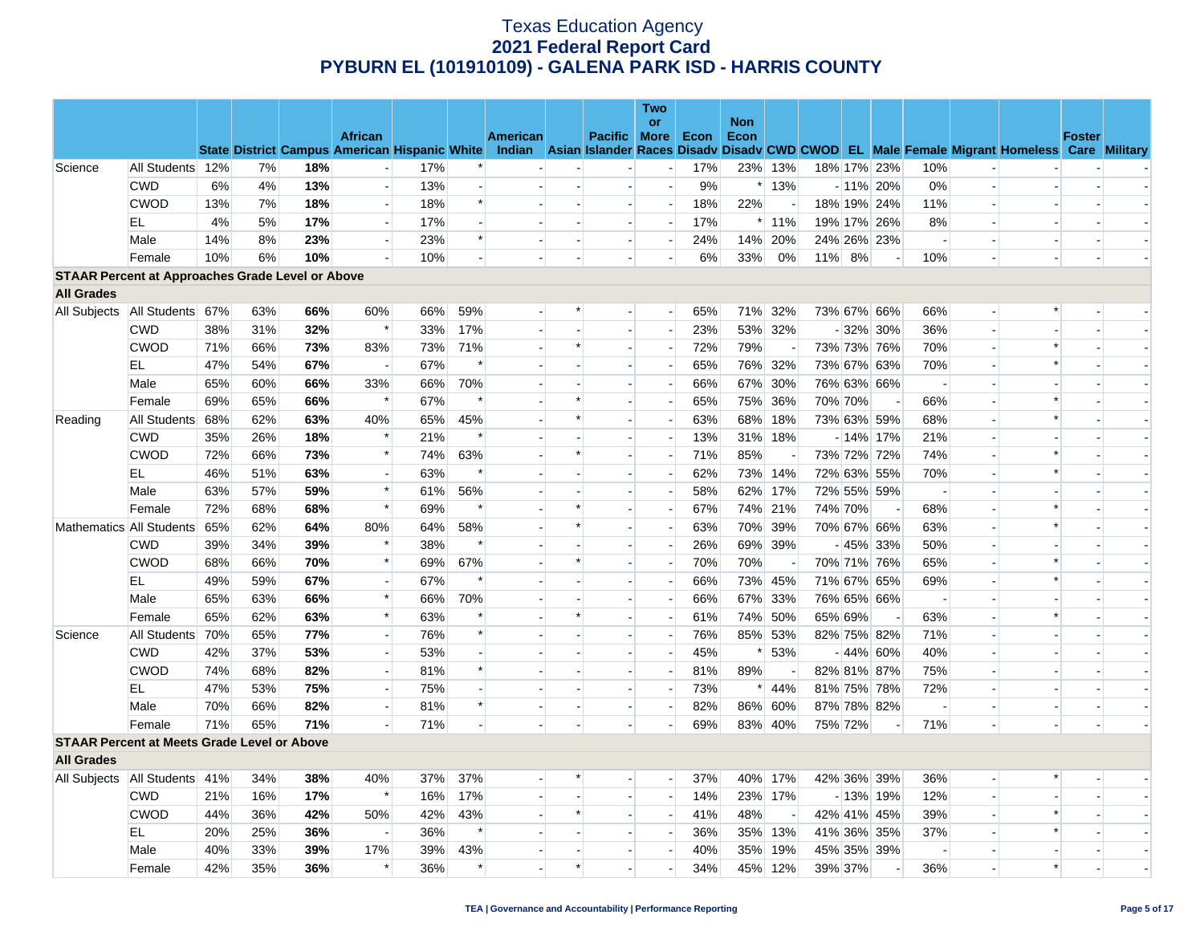# Texas Education Agency
## 2021 Federal Report Card
## PYBURN EL (101910109) - GALENA PARK ISD - HARRIS COUNTY

| | | State | District | Campus | African American | Hispanic | White | American Indian | Asian | Pacific Islander | Two or More Races | Econ Disadv | Non Econ Disadv | CWD | CWOD | EL | Male | Female | Migrant | Homeless | Foster Care | Military |
|---|---|---|---|---|---|---|---|---|---|---|---|---|---|---|---|---|---|---|---|---|---|---|
| Science | All Students | 12% | 7% | **18%** | - | 17% | * | - | - | - | - | 17% | 23% | 13% | 18% | 17% | 23% | 10% | - | - | - | - |
| | CWD | 6% | 4% | **13%** | - | 13% | - | - | - | - | - | 9% | * | 13% | - | 11% | 20% | 0% | - | - | - | - |
| | CWOD | 13% | 7% | **18%** | - | 18% | * | - | - | - | - | 18% | 22% | - | 18% | 19% | 24% | 11% | - | - | - | - |
| | EL | 4% | 5% | **17%** | - | 17% | - | - | - | - | - | 17% | * | 11% | 19% | 17% | 26% | 8% | - | - | - | - |
| | Male | 14% | 8% | **23%** | - | 23% | * | - | - | - | - | 24% | 14% | 20% | 24% | 26% | 23% | - | - | - | - | - |
| | Female | 10% | 6% | **10%** | - | 10% | - | - | - | - | - | 6% | 33% | 0% | 11% | 8% | - | 10% | - | - | - | - |
| **STAAR Percent at Approaches Grade Level or Above** | | | | | | | | | | | | | | | | | | | | | | |
| **All Grades** | | | | | | | | | | | | | | | | | | | | | | |
| All Subjects | All Students | 67% | 63% | **66%** | 60% | 66% | 59% | - | * | - | - | 65% | 71% | 32% | 73% | 67% | 66% | 66% | - | * | - | - |
| | CWD | 38% | 31% | **32%** | * | 33% | 17% | - | - | - | - | 23% | 53% | 32% | - | 32% | 30% | 36% | - | - | - | - |
| | CWOD | 71% | 66% | **73%** | 83% | 73% | 71% | - | * | - | - | 72% | 79% | - | 73% | 73% | 76% | 70% | - | * | - | - |
| | EL | 47% | 54% | **67%** | - | 67% | * | - | - | - | - | 65% | 76% | 32% | 73% | 67% | 63% | 70% | - | * | - | - |
| | Male | 65% | 60% | **66%** | 33% | 66% | 70% | - | - | - | - | 66% | 67% | 30% | 76% | 63% | 66% | - | - | - | - | - |
| | Female | 69% | 65% | **66%** | * | 67% | * | - | * | - | - | 65% | 75% | 36% | 70% | 70% | - | 66% | - | * | - | - |
| Reading | All Students | 68% | 62% | **63%** | 40% | 65% | 45% | - | * | - | - | 63% | 68% | 18% | 73% | 63% | 59% | 68% | - | * | - | - |
| | CWD | 35% | 26% | **18%** | * | 21% | * | - | - | - | - | 13% | 31% | 18% | - | 14% | 17% | 21% | - | - | - | - |
| | CWOD | 72% | 66% | **73%** | * | 74% | 63% | - | * | - | - | 71% | 85% | - | 73% | 72% | 72% | 74% | - | * | - | - |
| | EL | 46% | 51% | **63%** | - | 63% | * | - | - | - | - | 62% | 73% | 14% | 72% | 63% | 55% | 70% | - | * | - | - |
| | Male | 63% | 57% | **59%** | * | 61% | 56% | - | - | - | - | 58% | 62% | 17% | 72% | 55% | 59% | - | - | - | - | - |
| | Female | 72% | 68% | **68%** | * | 69% | * | - | * | - | - | 67% | 74% | 21% | 74% | 70% | - | 68% | - | * | - | - |
| Mathematics | All Students | 65% | 62% | **64%** | 80% | 64% | 58% | - | * | - | - | 63% | 70% | 39% | 70% | 67% | 66% | 63% | - | * | - | - |
| | CWD | 39% | 34% | **39%** | * | 38% | * | - | - | - | - | 26% | 69% | 39% | - | 45% | 33% | 50% | - | - | - | - |
| | CWOD | 68% | 66% | **70%** | * | 69% | 67% | - | * | - | - | 70% | 70% | - | 70% | 71% | 76% | 65% | - | * | - | - |
| | EL | 49% | 59% | **67%** | - | 67% | * | - | - | - | - | 66% | 73% | 45% | 71% | 67% | 65% | 69% | - | * | - | - |
| | Male | 65% | 63% | **66%** | * | 66% | 70% | - | - | - | - | 66% | 67% | 33% | 76% | 65% | 66% | - | - | - | - | - |
| | Female | 65% | 62% | **63%** | * | 63% | * | - | * | - | - | 61% | 74% | 50% | 65% | 69% | - | 63% | - | * | - | - |
| Science | All Students | 70% | 65% | **77%** | - | 76% | * | - | - | - | - | 76% | 85% | 53% | 82% | 75% | 82% | 71% | - | - | - | - |
| | CWD | 42% | 37% | **53%** | - | 53% | - | - | - | - | - | 45% | * | 53% | - | 44% | 60% | 40% | - | - | - | - |
| | CWOD | 74% | 68% | **82%** | - | 81% | * | - | - | - | - | 81% | 89% | - | 82% | 81% | 87% | 75% | - | - | - | - |
| | EL | 47% | 53% | **75%** | - | 75% | - | - | - | - | - | 73% | * | 44% | 81% | 75% | 78% | 72% | - | - | - | - |
| | Male | 70% | 66% | **82%** | - | 81% | * | - | - | - | - | 82% | 86% | 60% | 87% | 78% | 82% | - | - | - | - | - |
| | Female | 71% | 65% | **71%** | - | 71% | - | - | - | - | - | 69% | 83% | 40% | 75% | 72% | - | 71% | - | - | - | - |
| **STAAR Percent at Meets Grade Level or Above** | | | | | | | | | | | | | | | | | | | | | | |
| **All Grades** | | | | | | | | | | | | | | | | | | | | | | |
| All Subjects | All Students | 41% | 34% | **38%** | 40% | 37% | 37% | - | * | - | - | 37% | 40% | 17% | 42% | 36% | 39% | 36% | - | * | - | - |
| | CWD | 21% | 16% | **17%** | * | 16% | 17% | - | - | - | - | 14% | 23% | 17% | - | 13% | 19% | 12% | - | - | - | - |
| | CWOD | 44% | 36% | **42%** | 50% | 42% | 43% | - | * | - | - | 41% | 48% | - | 42% | 41% | 45% | 39% | - | * | - | - |
| | EL | 20% | 25% | **36%** | - | 36% | * | - | - | - | - | 36% | 35% | 13% | 41% | 36% | 35% | 37% | - | * | - | - |
| | Male | 40% | 33% | **39%** | 17% | 39% | 43% | - | - | - | - | 40% | 35% | 19% | 45% | 35% | 39% | - | - | - | - | - |
| | Female | 42% | 35% | **36%** | * | 36% | * | - | * | - | - | 34% | 45% | 12% | 39% | 37% | - | 36% | - | * | - | - |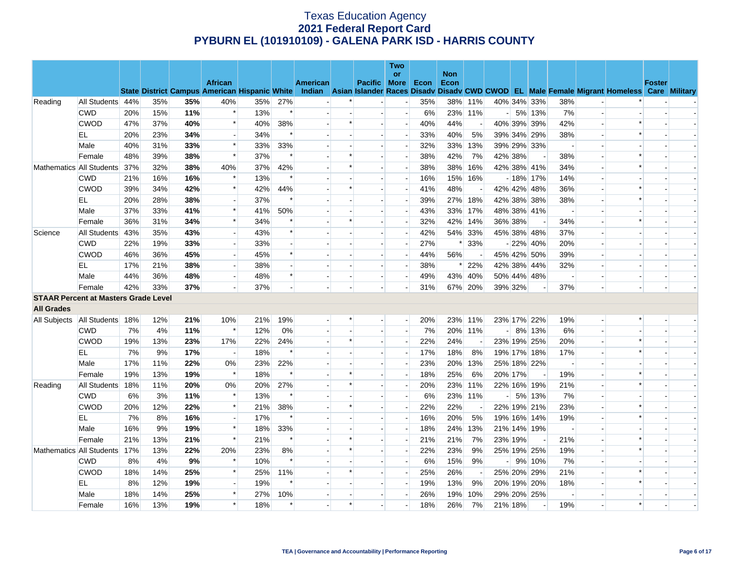# Texas Education Agency
## 2021 Federal Report Card
## PYBURN EL (101910109) - GALENA PARK ISD - HARRIS COUNTY

| | | State | District | Campus | African American | Hispanic | White | American Indian | Asian | Pacific Islander | Two or More Races | Econ Disadv | Non Econ Disadv | CWD | CWOD | EL | Male | Female | Migrant | Homeless | Foster Care | Military |
|---|---|---|---|---|---|---|---|---|---|---|---|---|---|---|---|---|---|---|---|---|---|---|
| Reading | All Students | 44% | 35% | **35%** | 40% | 35% | 27% | - | * | - | - | 35% | 38% | 11% | 40% | 34% | 33% | 38% | - | * | - | - |
| | CWD | 20% | 15% | **11%** | * | 13% | * | - | - | - | - | 6% | 23% | 11% | - | 5% | 13% | 7% | - | - | - | - |
| | CWOD | 47% | 37% | **40%** | * | 40% | 38% | - | * | - | - | 40% | 44% | - | 40% | 39% | 39% | 42% | - | * | - | - |
| | EL | 20% | 23% | **34%** | - | 34% | * | - | - | - | - | 33% | 40% | 5% | 39% | 34% | 29% | 38% | - | * | - | - |
| | Male | 40% | 31% | **33%** | * | 33% | 33% | - | - | - | - | 32% | 33% | 13% | 39% | 29% | 33% | - | - | - | - | - |
| | Female | 48% | 39% | **38%** | * | 37% | * | - | * | - | - | 38% | 42% | 7% | 42% | 38% | - | 38% | - | * | - | - |
| Mathematics | All Students | 37% | 32% | **38%** | 40% | 37% | 42% | - | * | - | - | 38% | 38% | 16% | 42% | 38% | 41% | 34% | - | * | - | - |
| | CWD | 21% | 16% | **16%** | * | 13% | * | - | - | - | - | 16% | 15% | 16% | - | 18% | 17% | 14% | - | - | - | - |
| | CWOD | 39% | 34% | **42%** | * | 42% | 44% | - | * | - | - | 41% | 48% | - | 42% | 42% | 48% | 36% | - | * | - | - |
| | EL | 20% | 28% | **38%** | - | 37% | * | - | - | - | - | 39% | 27% | 18% | 42% | 38% | 38% | 38% | - | * | - | - |
| | Male | 37% | 33% | **41%** | * | 41% | 50% | - | - | - | - | 43% | 33% | 17% | 48% | 38% | 41% | - | - | - | - | - |
| | Female | 36% | 31% | **34%** | * | 34% | * | - | * | - | - | 32% | 42% | 14% | 36% | 38% | - | 34% | - | * | - | - |
| Science | All Students | 43% | 35% | **43%** | - | 43% | * | - | - | - | - | 42% | 54% | 33% | 45% | 38% | 48% | 37% | - | - | - | - |
| | CWD | 22% | 19% | **33%** | - | 33% | - | - | - | - | - | 27% | * | 33% | - | 22% | 40% | 20% | - | - | - | - |
| | CWOD | 46% | 36% | **45%** | - | 45% | * | - | - | - | - | 44% | 56% | - | 45% | 42% | 50% | 39% | - | - | - | - |
| | EL | 17% | 21% | **38%** | - | 38% | - | - | - | - | - | 38% | * | 22% | 42% | 38% | 44% | 32% | - | - | - | - |
| | Male | 44% | 36% | **48%** | - | 48% | * | - | - | - | - | 49% | 43% | 40% | 50% | 44% | 48% | - | - | - | - | - |
| | Female | 42% | 33% | **37%** | - | 37% | - | - | - | - | - | 31% | 67% | 20% | 39% | 32% | - | 37% | - | - | - | - |
| **STAAR Percent at Masters Grade Level** | | | | | | | | | | | | | | | | | | | | | | |
| **All Grades** | | | | | | | | | | | | | | | | | | | | | | |
| All Subjects | All Students | 18% | 12% | **21%** | 10% | 21% | 19% | - | * | - | - | 20% | 23% | 11% | 23% | 17% | 22% | 19% | - | * | - | - |
| | CWD | 7% | 4% | **11%** | * | 12% | 0% | - | - | - | - | 7% | 20% | 11% | - | 8% | 13% | 6% | - | - | - | - |
| | CWOD | 19% | 13% | **23%** | 17% | 22% | 24% | - | * | - | - | 22% | 24% | - | 23% | 19% | 25% | 20% | - | * | - | - |
| | EL | 7% | 9% | **17%** | - | 18% | * | - | - | - | - | 17% | 18% | 8% | 19% | 17% | 18% | 17% | - | * | - | - |
| | Male | 17% | 11% | **22%** | 0% | 23% | 22% | - | - | - | - | 23% | 20% | 13% | 25% | 18% | 22% | - | - | - | - | - |
| | Female | 19% | 13% | **19%** | * | 18% | * | - | * | - | - | 18% | 25% | 6% | 20% | 17% | - | 19% | - | * | - | - |
| Reading | All Students | 18% | 11% | **20%** | 0% | 20% | 27% | - | * | - | - | 20% | 23% | 11% | 22% | 16% | 19% | 21% | - | * | - | - |
| | CWD | 6% | 3% | **11%** | * | 13% | * | - | - | - | - | 6% | 23% | 11% | - | 5% | 13% | 7% | - | - | - | - |
| | CWOD | 20% | 12% | **22%** | * | 21% | 38% | - | * | - | - | 22% | 22% | - | 22% | 19% | 21% | 23% | - | * | - | - |
| | EL | 7% | 8% | **16%** | - | 17% | * | - | - | - | - | 16% | 20% | 5% | 19% | 16% | 14% | 19% | - | * | - | - |
| | Male | 16% | 9% | **19%** | * | 18% | 33% | - | - | - | - | 18% | 24% | 13% | 21% | 14% | 19% | - | - | - | - | - |
| | Female | 21% | 13% | **21%** | * | 21% | * | - | * | - | - | 21% | 21% | 7% | 23% | 19% | - | 21% | - | * | - | - |
| Mathematics | All Students | 17% | 13% | **22%** | 20% | 23% | 8% | - | * | - | - | 22% | 23% | 9% | 25% | 19% | 25% | 19% | - | * | - | - |
| | CWD | 8% | 4% | **9%** | * | 10% | * | - | - | - | - | 6% | 15% | 9% | - | 9% | 10% | 7% | - | - | - | - |
| | CWOD | 18% | 14% | **25%** | * | 25% | 11% | - | * | - | - | 25% | 26% | - | 25% | 20% | 29% | 21% | - | * | - | - |
| | EL | 8% | 12% | **19%** | - | 19% | * | - | - | - | - | 19% | 13% | 9% | 20% | 19% | 20% | 18% | - | * | - | - |
| | Male | 18% | 14% | **25%** | * | 27% | 10% | - | - | - | - | 26% | 19% | 10% | 29% | 20% | 25% | - | - | - | - | - |
| | Female | 16% | 13% | **19%** | * | 18% | * | - | * | - | - | 18% | 26% | 7% | 21% | 18% | - | 19% | - | * | - | - |

TEA | Governance and Accountability | Performance Reporting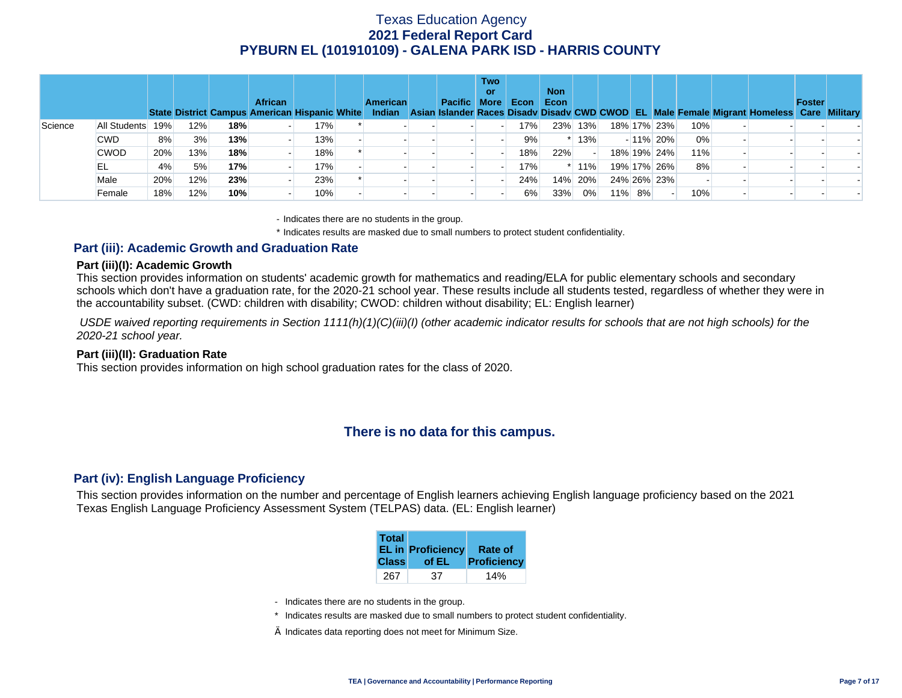| | | State | District | Campus | African American | Hispanic | White | American Indian | Asian | Pacific Islander | Two or More Races | Econ Disadv | Non Econ Disadv | CWD | CWOD | EL | Male | Female | Migrant | Homeless | Foster Care | Military |
|---|---|---|---|---|---|---|---|---|---|---|---|---|---|---|---|---|---|---|---|---|---|---|
| Science | All Students | 19% | 12% | **18%** | - | 17% | * | - | - | - | - | 17% | 23% | 13% | 18% | 17% | 23% | 10% | - | - | - | - |
| | CWD | 8% | 3% | **13%** | - | 13% | - | - | - | - | - | 9% | * | 13% | - | 11% | 20% | 0% | - | - | - | - |
| | CWOD | 20% | 13% | **18%** | - | 18% | * | - | - | - | - | 18% | 22% | - | 18% | 19% | 24% | 11% | - | - | - | - |
| | EL | 4% | 5% | **17%** | - | 17% | - | - | - | - | - | 17% | * | 11% | 19% | 17% | 26% | 8% | - | - | - | - |
| | Male | 20% | 12% | **23%** | - | 23% | * | - | - | - | - | 24% | 14% | 20% | 24% | 26% | 23% | - | - | - | - | - |
| | Female | 18% | 12% | **10%** | - | 10% | - | - | - | - | - | 6% | 33% | 0% | 11% | 8% | - | 10% | - | - | - | - |

- Indicates there are no students in the group.

* Indicates results are masked due to small numbers to protect student confidentiality.

## Part (iii): Academic Growth and Graduation Rate

### Part (iii)(I): Academic Growth

This section provides information on students' academic growth for mathematics and reading/ELA for public elementary schools and secondary schools which don't have a graduation rate, for the 2020-21 school year. These results include all students tested, regardless of whether they were in the accountability subset. (CWD: children with disability; CWOD: children without disability; EL: English learner)

*USDE waived reporting requirements in Section 1111(h)(1)(C)(iii)(I) (other academic indicator results for schools that are not high schools) for the 2020-21 school year.*

### Part (iii)(II): Graduation Rate

This section provides information on high school graduation rates for the class of 2020.

**There is no data for this campus.**

## Part (iv): English Language Proficiency

This section provides information on the number and percentage of English learners achieving English language proficiency based on the 2021 Texas English Language Proficiency Assessment System (TELPAS) data. (EL: English learner)

| Total EL in Class | Proficiency of EL | Rate of Proficiency |
|---|---|---|
| 267 | 37 | 14% |

- Indicates there are no students in the group.

* Indicates results are masked due to small numbers to protect student confidentiality.

Ä Indicates data reporting does not meet for Minimum Size.